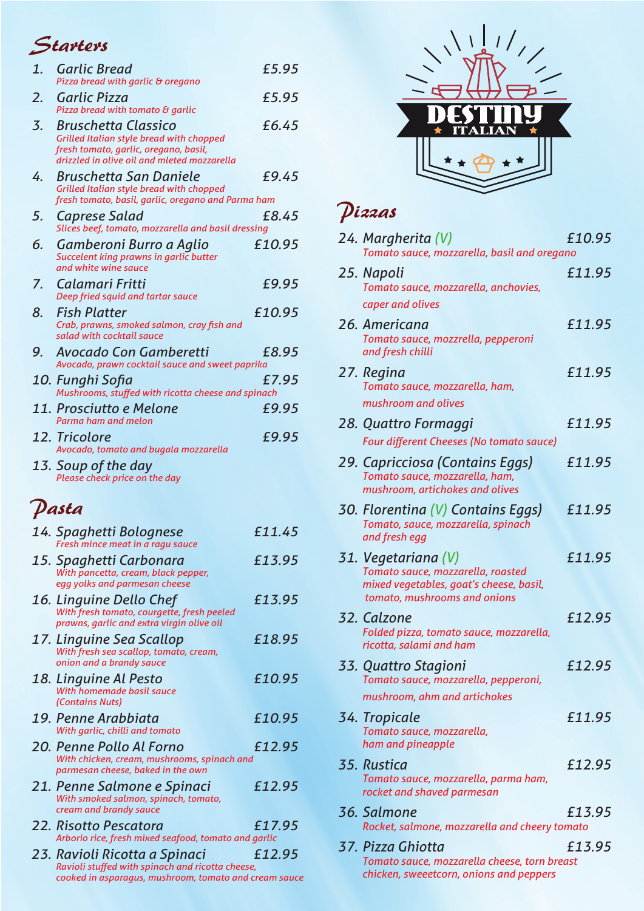## Starters

1. **Garlic Bread** — £5.95
   *Pizza bread with garlic & oregano*
2. **Garlic Pizza** — £5.95
   *Pizza bread with tomato & garlic*
3. **Bruschetta Classico** — £6.45
   *Grilled Italian style bread with chopped fresh tomato, garlic, oregano, basil, drizzled in olive oil and mleted mozzarella*
4. **Bruschetta San Daniele** — £9.45
   *Grilled Italian style bread with chopped fresh tomato, basil, garlic, oregano and Parma ham*
5. **Caprese Salad** — £8.45
   *Slices beef, tomato, mozzarella and basil dressing*
6. **Gamberoni Burro a Aglio** — £10.95
   *Succelent king prawns in garlic butter and white wine sauce*
7. **Calamari Fritti** — £9.95
   *Deep fried squid and tartar sauce*
8. **Fish Platter** — £10.95
   *Crab, prawns, smoked salmon, cray fish and salad with cocktail sauce*
9. **Avocado Con Gamberetti** — £8.95
   *Avocado, prawn cocktail sauce and sweet paprika*
10. **Funghi Sofia** — £7.95
    *Mushrooms, stuffed with ricotta cheese and spinach*
11. **Prosciutto e Melone** — £9.95
    *Parma ham and melon*
12. **Tricolore** — £9.95
    *Avocado, tomato and bugala mozzarella*
13. **Soup of the day**
    *Please check price on the day*

## Pasta

14. **Spaghetti Bolognese** — £11.45
    *Fresh mince meat in a ragu sauce*
15. **Spaghetti Carbonara** — £13.95
    *With pancetta, cream, black pepper, egg yolks and parmesan cheese*
16. **Linguine Dello Chef** — £13.95
    *With fresh tomato, courgette, fresh peeled prawns, garlic and extra virgin olive oil*
17. **Linguine Sea Scallop** — £18.95
    *With fresh sea scallop, tomato, cream, onion and a brandy sauce*
18. **Linguine Al Pesto** — £10.95
    *With homemade basil sauce (Contains Nuts)*
19. **Penne Arabbiata** — £10.95
    *With garlic, chilli and tomato*
20. **Penne Pollo Al Forno** — £12.95
    *With chicken, cream, mushrooms, spinach and parmesan cheese, baked in the own*
21. **Penne Salmone e Spinaci** — £12.95
    *With smoked salmon, spinach, tomato, cream and brandy sauce*
22. **Risotto Pescatora** — £17.95
    *Arborio rice, fresh mixed seafood, tomato and garlic*
23. **Ravioli Ricotta a Spinaci** — £12.95
    *Ravioli stuffed with spinach and ricotta cheese, cooked in asparagus, mushroom, tomato and cream sauce*

# DESTINY ITALIAN

## Pizzas

24. **Margherita (V)** — £10.95
    *Tomato sauce, mozzarella, basil and oregano*
25. **Napoli** — £11.95
    *Tomato sauce, mozzarella, anchovies, caper and olives*
26. **Americana** — £11.95
    *Tomato sauce, mozzrella, pepperoni and fresh chilli*
27. **Regina** — £11.95
    *Tomato sauce, mozzarella, ham, mushroom and olives*
28. **Quattro Formaggi** — £11.95
    *Four different Cheeses (No tomato sauce)*
29. **Capricciosa (Contains Eggs)** — £11.95
    *Tomato sauce, mozzarella, ham, mushroom, artichokes and olives*
30. **Florentina (V) Contains Eggs)** — £11.95
    *Tomato, sauce, mozzarella, spinach and fresh egg*
31. **Vegetariana (V)** — £11.95
    *Tomato sauce, mozzarella, roasted mixed vegetables, goat's cheese, basil, tomato, mushrooms and onions*
32. **Calzone** — £12.95
    *Folded pizza, tomato sauce, mozzarella, ricotta, salami and ham*
33. **Quattro Stagioni** — £12.95
    *Tomato sauce, mozzarella, pepperoni, mushroom, ahm and artichokes*
34. **Tropicale** — £11.95
    *Tomato sauce, mozzarella, ham and pineapple*
35. **Rustica** — £12.95
    *Tomato sauce, mozzarella, parma ham, rocket and shaved parmesan*
36. **Salmone** — £13.95
    *Rocket, salmone, mozzarella and cheery tomato*
37. **Pizza Ghiotta** — £13.95
    *Tomato sauce, mozzarella cheese, torn breast chicken, sweetcorn, onions and peppers*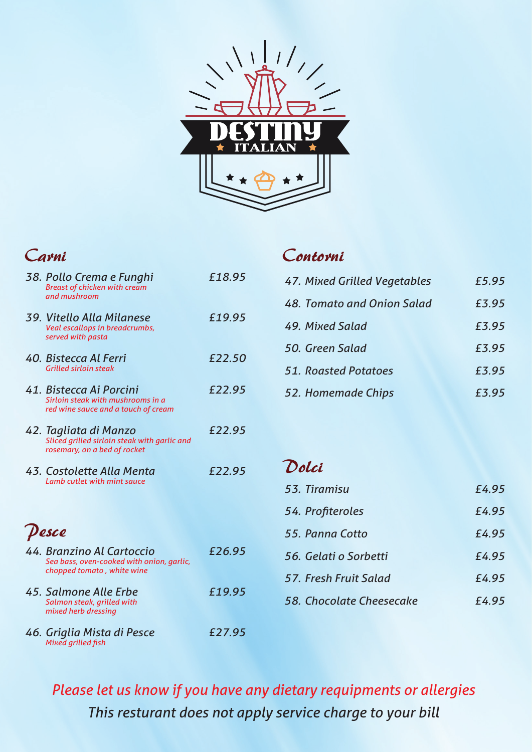# DESTINY
ITALIAN

## Carni

38. Pollo Crema e Funghi — £18.95
*Breast of chicken with cream and mushroom*

39. Vitello Alla Milanese — £19.95
*Veal escallops in breadcrumbs, served with pasta*

40. Bistecca Al Ferri — £22.50
*Grilled sirloin steak*

41. Bistecca Ai Porcini — £22.95
*Sirloin steak with mushrooms in a red wine sauce and a touch of cream*

42. Tagliata di Manzo — £22.95
*Sliced grilled sirloin steak with garlic and rosemary, on a bed of rocket*

43. Costolette Alla Menta — £22.95
*Lamb cutlet with mint sauce*

## Pesce

44. Branzino Al Cartoccio — £26.95
*Sea bass, oven-cooked with onion, garlic, chopped tomato , white wine*

45. Salmone Alle Erbe — £19.95
*Salmon steak, grilled with mixed herb dressing*

46. Griglia Mista di Pesce — £27.95
*Mixed grilled fish*

## Contorni

47. Mixed Grilled Vegetables — £5.95

48. Tomato and Onion Salad — £3.95

49. Mixed Salad — £3.95

50. Green Salad — £3.95

51. Roasted Potatoes — £3.95

52. Homemade Chips — £3.95

## Dolci

53. Tiramisu — £4.95

54. Profiteroles — £4.95

55. Panna Cotto — £4.95

56. Gelati o Sorbetti — £4.95

57. Fresh Fruit Salad — £4.95

58. Chocolate Cheesecake — £4.95

*Please let us know if you have any dietary requipments or allergies*

*This resturant does not apply service charge to your bill*